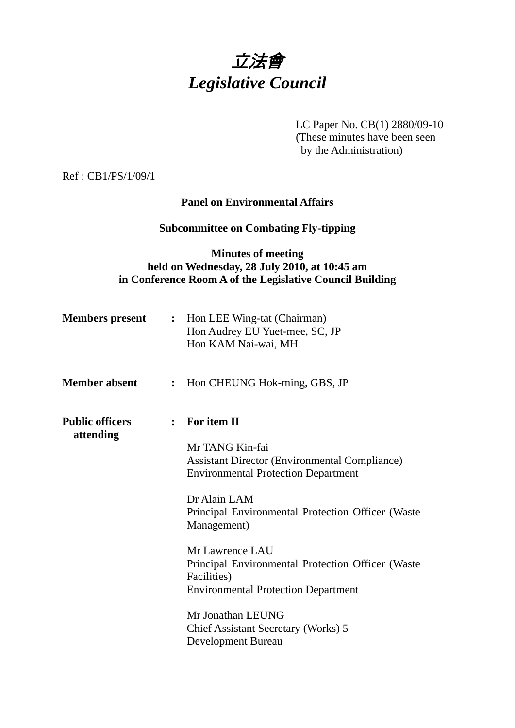# *立法會*
# *Legislative Council*

LC Paper No. CB(1) 2880/09-10
(These minutes have been seen by the Administration)

Ref : CB1/PS/1/09/1

**Panel on Environmental Affairs**

**Subcommittee on Combating Fly-tipping**

**Minutes of meeting**
**held on Wednesday, 28 July 2010, at 10:45 am**
**in Conference Room A of the Legislative Council Building**

**Members present** : Hon LEE Wing-tat (Chairman)
Hon Audrey EU Yuet-mee, SC, JP
Hon KAM Nai-wai, MH

**Member absent** : Hon CHEUNG Hok-ming, GBS, JP

**Public officers attending** : **For item II**

Mr TANG Kin-fai
Assistant Director (Environmental Compliance)
Environmental Protection Department

Dr Alain LAM
Principal Environmental Protection Officer (Waste Management)

Mr Lawrence LAU
Principal Environmental Protection Officer (Waste Facilities)
Environmental Protection Department

Mr Jonathan LEUNG
Chief Assistant Secretary (Works) 5
Development Bureau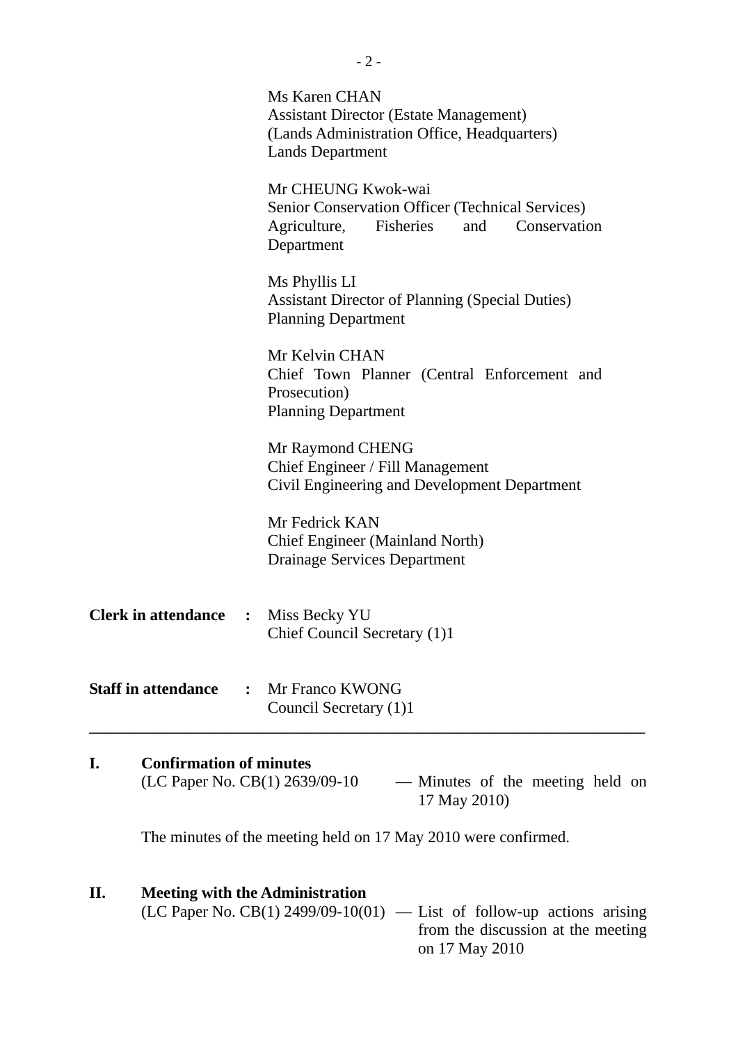Ms Karen CHAN
Assistant Director (Estate Management)
(Lands Administration Office, Headquarters)
Lands Department

Mr CHEUNG Kwok-wai
Senior Conservation Officer (Technical Services)
Agriculture, Fisheries and Conservation Department

Ms Phyllis LI
Assistant Director of Planning (Special Duties)
Planning Department

Mr Kelvin CHAN
Chief Town Planner (Central Enforcement and Prosecution)
Planning Department

Mr Raymond CHENG
Chief Engineer / Fill Management
Civil Engineering and Development Department

Mr Fedrick KAN
Chief Engineer (Mainland North)
Drainage Services Department

**Clerk in attendance** : Miss Becky YU
Chief Council Secretary (1)1

**Staff in attendance** : Mr Franco KWONG
Council Secretary (1)1

---

## I. Confirmation of minutes

(LC Paper No. CB(1) 2639/09-10 — Minutes of the meeting held on 17 May 2010)

The minutes of the meeting held on 17 May 2010 were confirmed.

## II. Meeting with the Administration

(LC Paper No. CB(1) 2499/09-10(01) — List of follow-up actions arising from the discussion at the meeting on 17 May 2010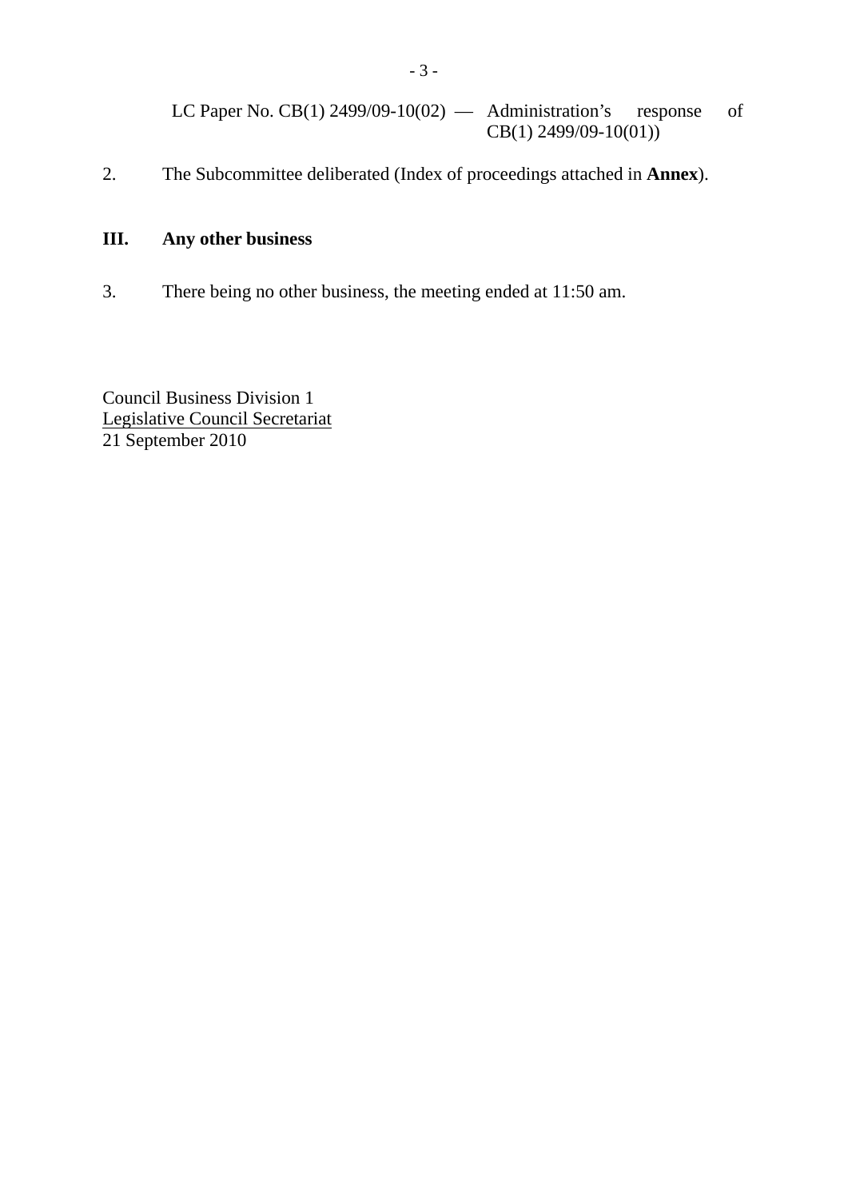LC Paper No. CB(1) 2499/09-10(02) — Administration's response of CB(1) 2499/09-10(01))

2. The Subcommittee deliberated (Index of proceedings attached in **Annex**).

## III. Any other business

3. There being no other business, the meeting ended at 11:50 am.

Council Business Division 1
Legislative Council Secretariat
21 September 2010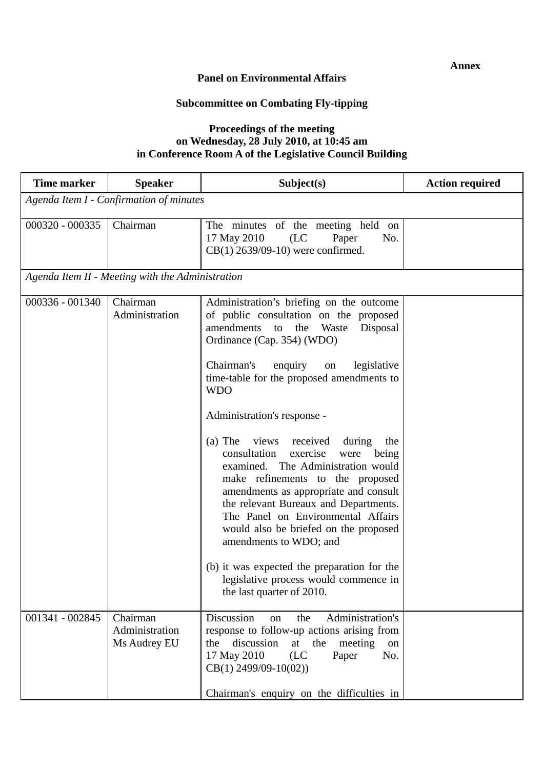**Annex**

**Panel on Environmental Affairs**

**Subcommittee on Combating Fly-tipping**

**Proceedings of the meeting**
**on Wednesday, 28 July 2010, at 10:45 am**
**in Conference Room A of the Legislative Council Building**

| Time marker | Speaker | Subject(s) | Action required |
|---|---|---|---|
| *Agenda Item I - Confirmation of minutes* | | | |
| 000320 - 000335 | Chairman | The minutes of the meeting held on 17 May 2010 (LC Paper No. CB(1) 2639/09-10) were confirmed. | |
| *Agenda Item II - Meeting with the Administration* | | | |
| 000336 - 001340 | Chairman<br>Administration | Administration's briefing on the outcome of public consultation on the proposed amendments to the Waste Disposal Ordinance (Cap. 354) (WDO)<br><br>Chairman's enquiry on legislative time-table for the proposed amendments to WDO<br><br>Administration's response -<br><br>(a) The views received during the consultation exercise were being examined. The Administration would make refinements to the proposed amendments as appropriate and consult the relevant Bureaux and Departments. The Panel on Environmental Affairs would also be briefed on the proposed amendments to WDO; and<br><br>(b) it was expected the preparation for the legislative process would commence in the last quarter of 2010. | |
| 001341 - 002845 | Chairman<br>Administration<br>Ms Audrey EU | Discussion on the Administration's response to follow-up actions arising from the discussion at the meeting on 17 May 2010 (LC Paper No. CB(1) 2499/09-10(02))<br><br>Chairman's enquiry on the difficulties in | |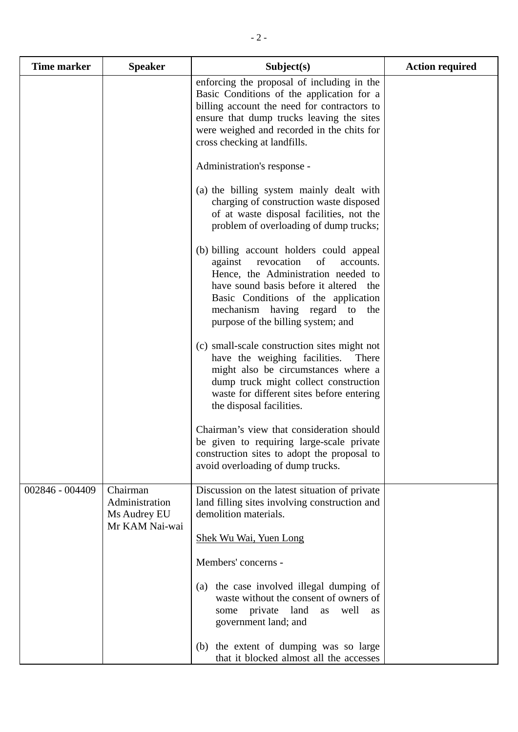| Time marker | Speaker | Subject(s) | Action required |
| --- | --- | --- | --- |
| | | enforcing the proposal of including in the Basic Conditions of the application for a billing account the need for contractors to ensure that dump trucks leaving the sites were weighed and recorded in the chits for cross checking at landfills.<br><br>Administration's response -<br><br>(a) the billing system mainly dealt with charging of construction waste disposed of at waste disposal facilities, not the problem of overloading of dump trucks;<br><br>(b) billing account holders could appeal against revocation of accounts. Hence, the Administration needed to have sound basis before it altered the Basic Conditions of the application mechanism having regard to the purpose of the billing system; and<br><br>(c) small-scale construction sites might not have the weighing facilities. There might also be circumstances where a dump truck might collect construction waste for different sites before entering the disposal facilities.<br><br>Chairman's view that consideration should be given to requiring large-scale private construction sites to adopt the proposal to avoid overloading of dump trucks. | |
| 002846 - 004409 | Chairman<br>Administration<br>Ms Audrey EU<br>Mr KAM Nai-wai | Discussion on the latest situation of private land filling sites involving construction and demolition materials.<br><br><u>Shek Wu Wai, Yuen Long</u><br><br>Members' concerns -<br><br>(a) the case involved illegal dumping of waste without the consent of owners of some private land as well as government land; and<br><br>(b) the extent of dumping was so large that it blocked almost all the accesses | |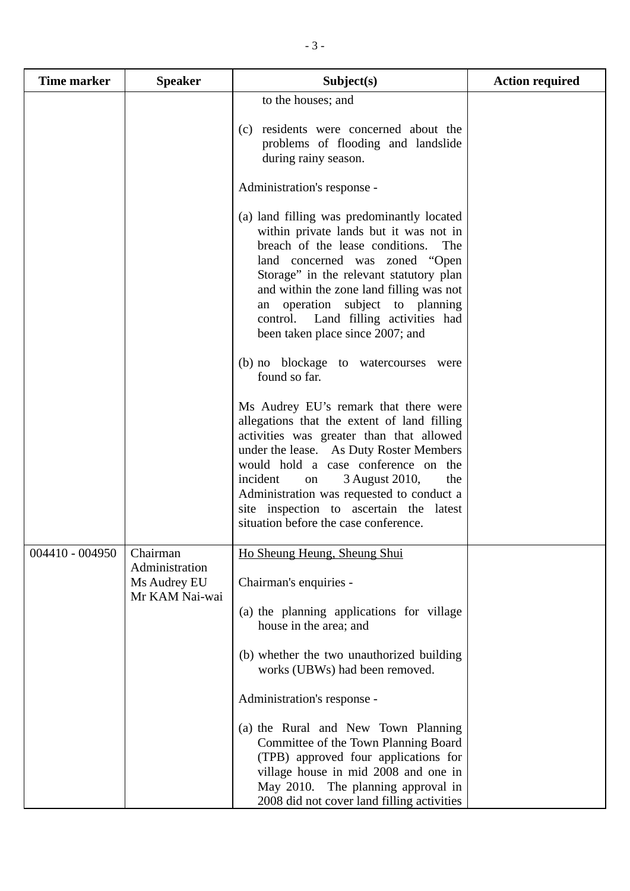| Time marker | Speaker | Subject(s) | Action required |
|---|---|---|---|
| | | to the houses; and<br><br>(c) residents were concerned about the problems of flooding and landslide during rainy season.<br><br>Administration's response -<br><br>(a) land filling was predominantly located within private lands but it was not in breach of the lease conditions. The land concerned was zoned "Open Storage" in the relevant statutory plan and within the zone land filling was not an operation subject to planning control. Land filling activities had been taken place since 2007; and<br><br>(b) no blockage to watercourses were found so far.<br><br>Ms Audrey EU's remark that there were allegations that the extent of land filling activities was greater than that allowed under the lease. As Duty Roster Members would hold a case conference on the incident on 3 August 2010, the Administration was requested to conduct a site inspection to ascertain the latest situation before the case conference. | |
| 004410 - 004950 | Chairman<br>Administration<br>Ms Audrey EU<br>Mr KAM Nai-wai | Ho Sheung Heung, Sheung Shui<br><br>Chairman's enquiries -<br><br>(a) the planning applications for village house in the area; and<br><br>(b) whether the two unauthorized building works (UBWs) had been removed.<br><br>Administration's response -<br><br>(a) the Rural and New Town Planning Committee of the Town Planning Board (TPB) approved four applications for village house in mid 2008 and one in May 2010. The planning approval in 2008 did not cover land filling activities | |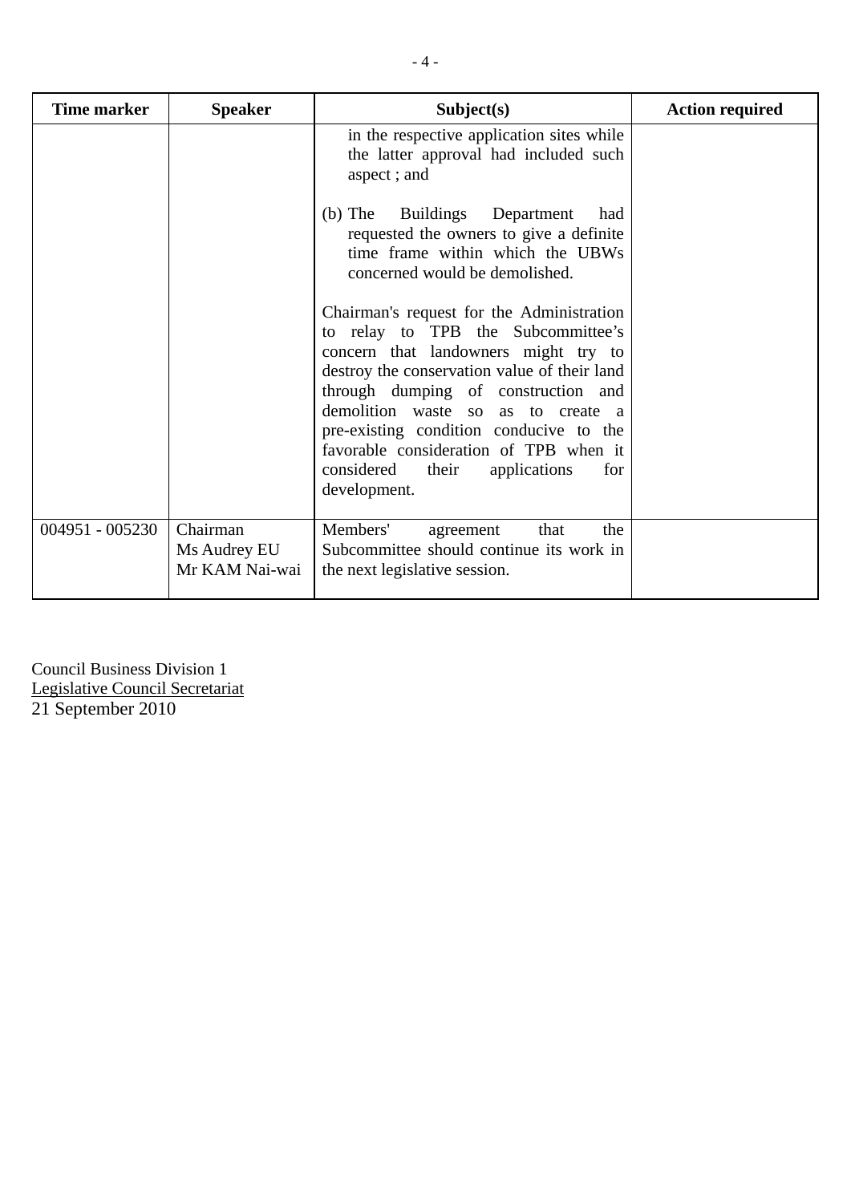| Time marker | Speaker | Subject(s) | Action required |
|---|---|---|---|
| | | in the respective application sites while the latter approval had included such aspect ; and<br><br>(b) The Buildings Department had requested the owners to give a definite time frame within which the UBWs concerned would be demolished.<br><br>Chairman's request for the Administration to relay to TPB the Subcommittee's concern that landowners might try to destroy the conservation value of their land through dumping of construction and demolition waste so as to create a pre-existing condition conducive to the favorable consideration of TPB when it considered their applications for development. | |
| 004951 - 005230 | Chairman<br>Ms Audrey EU<br>Mr KAM Nai-wai | Members' agreement that the Subcommittee should continue its work in the next legislative session. | |

Council Business Division 1
Legislative Council Secretariat
21 September 2010